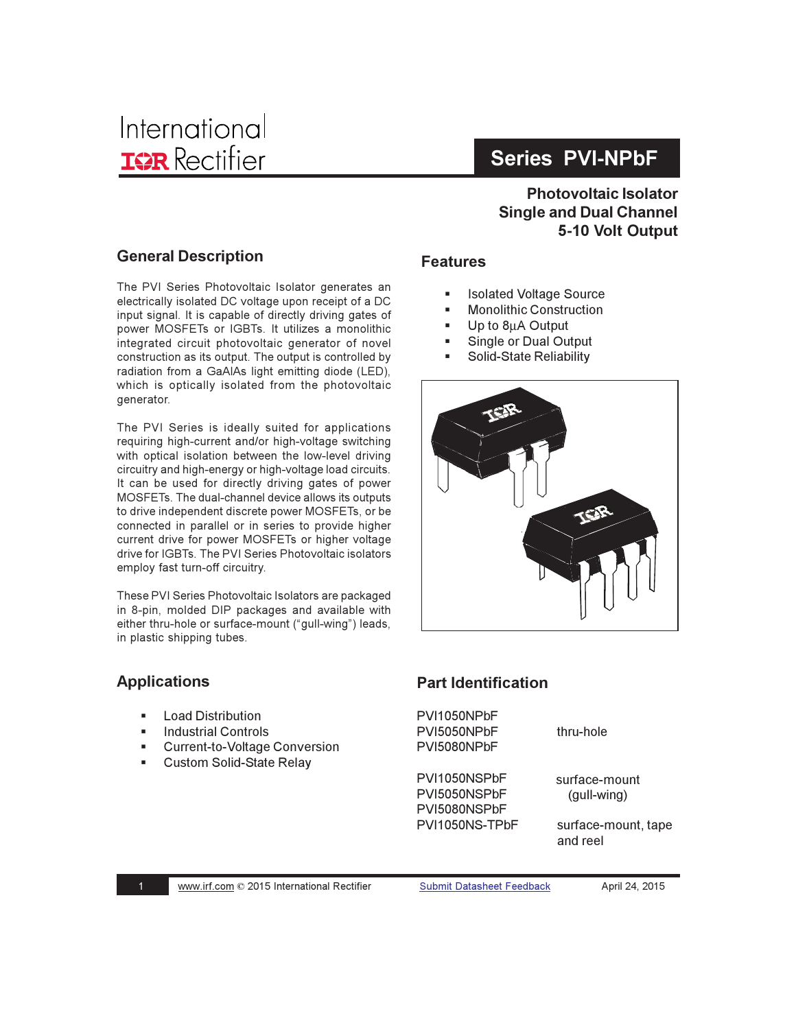International
IOR Rectifier

# Series PVI-NPbF

**Photovoltaic Isolator**
**Single and Dual Channel**
**5-10 Volt Output**

## General Description

The PVI Series Photovoltaic Isolator generates an electrically isolated DC voltage upon receipt of a DC input signal. It is capable of directly driving gates of power MOSFETs or IGBTs. It utilizes a monolithic integrated circuit photovoltaic generator of novel construction as its output. The output is controlled by radiation from a GaAlAs light emitting diode (LED), which is optically isolated from the photovoltaic generator.

The PVI Series is ideally suited for applications requiring high-current and/or high-voltage switching with optical isolation between the low-level driving circuitry and high-energy or high-voltage load circuits. It can be used for directly driving gates of power MOSFETs. The dual-channel device allows its outputs to drive independent discrete power MOSFETs, or be connected in parallel or in series to provide higher current drive for power MOSFETs or higher voltage drive for IGBTs. The PVI Series Photovoltaic isolators employ fast turn-off circuitry.

These PVI Series Photovoltaic Isolators are packaged in 8-pin, molded DIP packages and available with either thru-hole or surface-mount ("gull-wing") leads, in plastic shipping tubes.

## Features

- Isolated Voltage Source
- Monolithic Construction
- Up to 8µA Output
- Single or Dual Output
- Solid-State Reliability

## Applications

- Load Distribution
- Industrial Controls
- Current-to-Voltage Conversion
- Custom Solid-State Relay

## Part Identification

| Part Number | Package |
|---|---|
| PVI1050NPbF<br>PVI5050NPbF<br>PVI5080NPbF | thru-hole |
| PVI1050NSPbF<br>PVI5050NSPbF<br>PVI5080NSPbF | surface-mount (gull-wing) |
| PVI1050NS-TPbF | surface-mount, tape and reel |

www.irf.com © 2015 International Rectifier    Submit Datasheet Feedback    April 24, 2015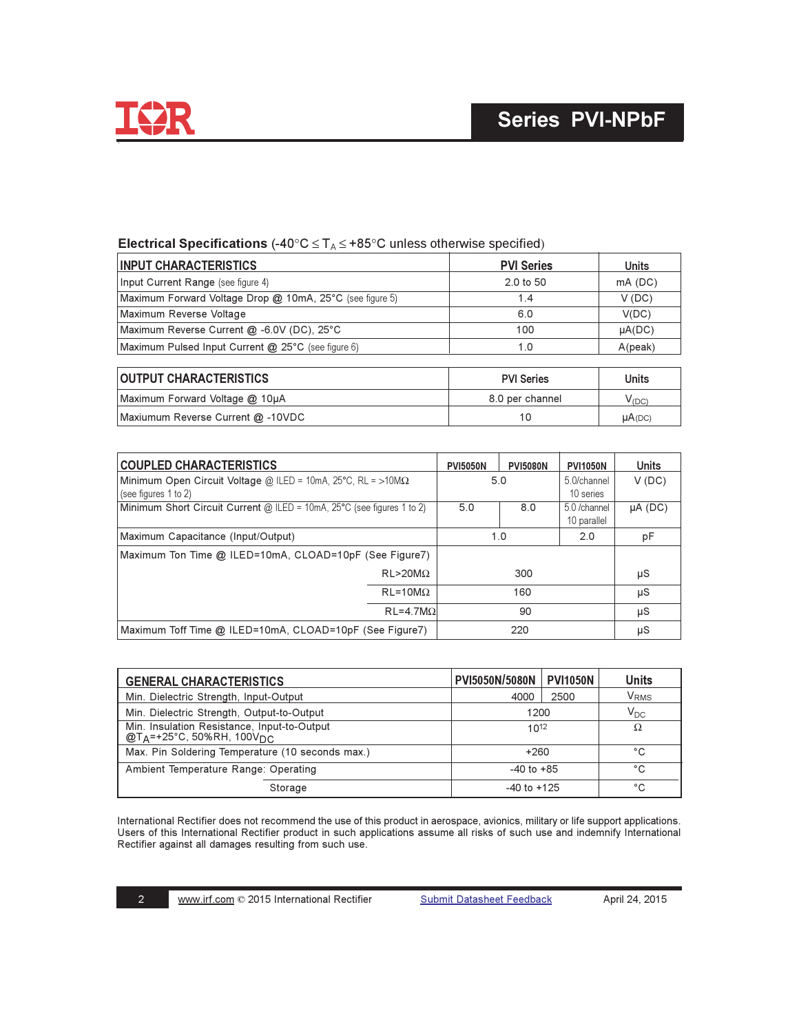## Electrical Specifications (-40°C ≤ $T_A$ ≤ +85°C unless otherwise specified)

| INPUT CHARACTERISTICS | PVI Series | Units |
|---|---|---|
| Input Current Range (see figure 4) | 2.0 to 50 | mA (DC) |
| Maximum Forward Voltage Drop @ 10mA, 25°C (see figure 5) | 1.4 | V (DC) |
| Maximum Reverse Voltage | 6.0 | V(DC) |
| Maximum Reverse Current @ -6.0V (DC), 25°C | 100 | µA(DC) |
| Maximum Pulsed Input Current @ 25°C (see figure 6) | 1.0 | A(peak) |

| OUTPUT CHARACTERISTICS | PVI Series | Units |
|---|---|---|
| Maximum Forward Voltage @ 10µA | 8.0 per channel | $V_{(DC)}$ |
| Maxiumum Reverse Current @ -10VDC | 10 | µA(DC) |

| COUPLED CHARACTERISTICS | | PVI5050N | PVI5080N | PVI1050N | Units |
|---|---|---|---|---|---|
| Minimum Open Circuit Voltage @ ILED = 10mA, 25°C, RL = >10MΩ (see figures 1 to 2) | | 5.0 | | 5.0/channel 10 series | V (DC) |
| Minimum Short Circuit Current @ ILED = 10mA, 25°C (see figures 1 to 2) | | 5.0 | 8.0 | 5.0 /channel 10 parallel | µA (DC) |
| Maximum Capacitance (Input/Output) | | 1.0 | | 2.0 | pF |
| Maximum Ton Time @ ILED=10mA, CLOAD=10pF (See Figure7) | | | | | |
| | RL>20MΩ | 300 | | | µS |
| | RL=10MΩ | 160 | | | µS |
| | RL=4.7MΩ | 90 | | | µS |
| Maximum Toff Time @ ILED=10mA, CLOAD=10pF (See Figure7) | | 220 | | | µS |

| GENERAL CHARACTERISTICS | PVI5050N/5080N | PVI1050N | Units |
|---|---|---|---|
| Min. Dielectric Strength, Input-Output | 4000 | 2500 | $V_{RMS}$ |
| Min. Dielectric Strength, Output-to-Output | 1200 | | $V_{DC}$ |
| Min. Insulation Resistance, Input-to-Output @$T_A$=+25°C, 50%RH, 100$V_{DC}$ | $10^{12}$ | | Ω |
| Max. Pin Soldering Temperature (10 seconds max.) | +260 | | °C |
| Ambient Temperature Range: Operating | -40 to +85 | | °C |
| Storage | -40 to +125 | | °C |

International Rectifier does not recommend the use of this product in aerospace, avionics, military or life support applications. Users of this International Rectifier product in such applications assume all risks of such use and indemnify International Rectifier against all damages resulting from such use.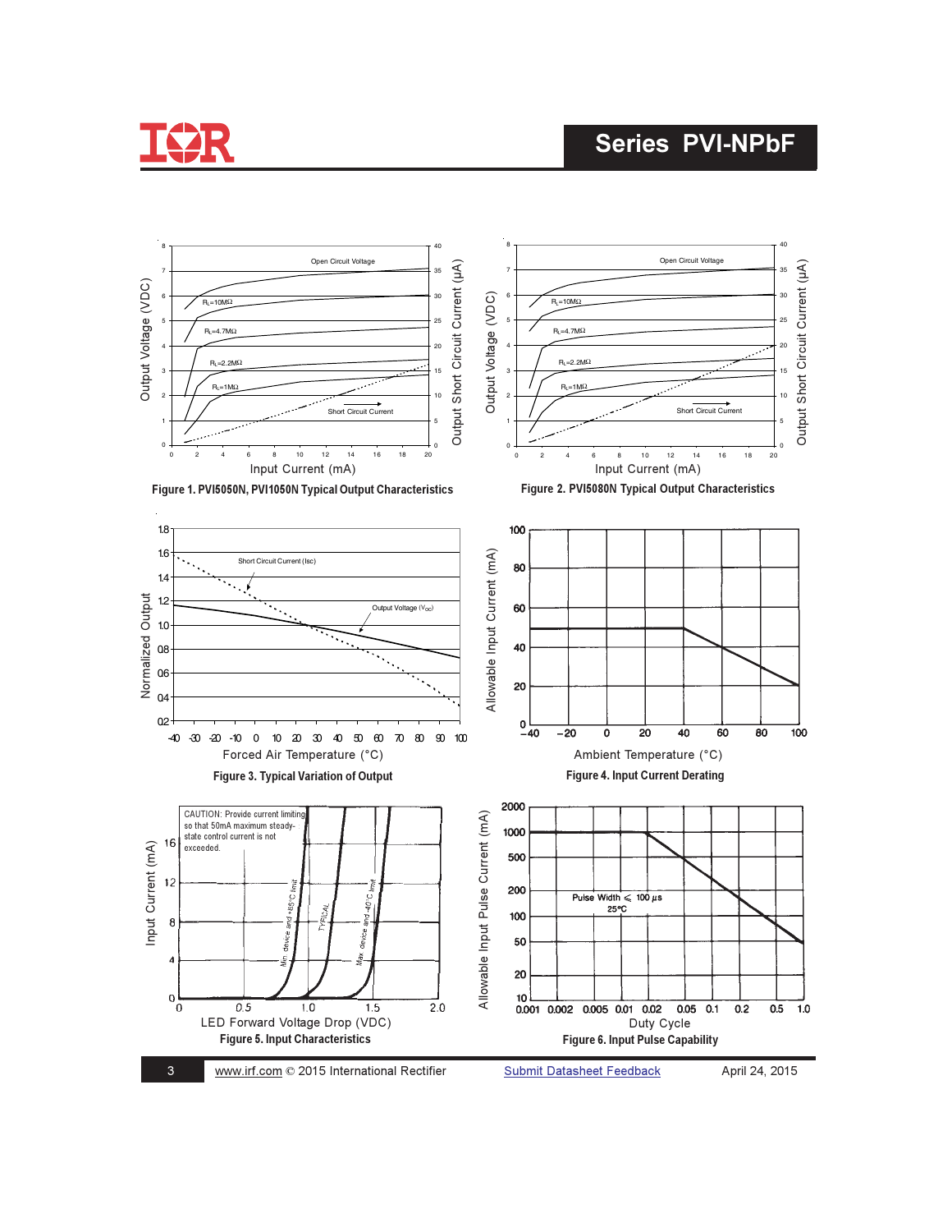Figure 1. PVI5050N, PVI1050N Typical Output Characteristics

Figure 2. PVI5080N Typical Output Characteristics

Figure 3. Typical Variation of Output

Figure 4. Input Current Derating

CAUTION: Provide current limiting so that 50mA maximum steady-state control current is not exceeded.

Figure 5. Input Characteristics

Figure 6. Input Pulse Capability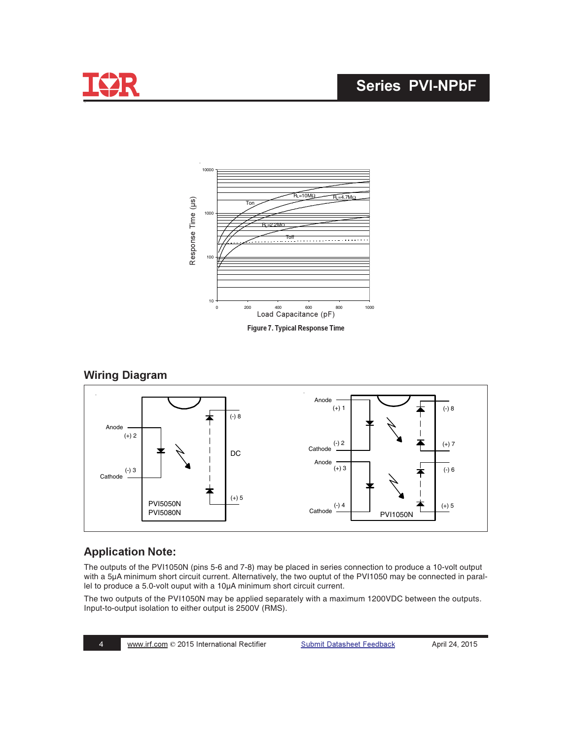**Figure 7. Typical Response Time**

## Wiring Diagram

## Application Note:

The outputs of the PVI1050N (pins 5-6 and 7-8) may be placed in series connection to produce a 10-volt output with a 5µA minimum short circuit current. Alternatively, the two ouptut of the PVI1050 may be connected in parallel to produce a 5.0-volt ouput with a 10µA minimum short circuit current.

The two outputs of the PVI1050N may be applied separately with a maximum 1200VDC between the outputs. Input-to-output isolation to either output is 2500V (RMS).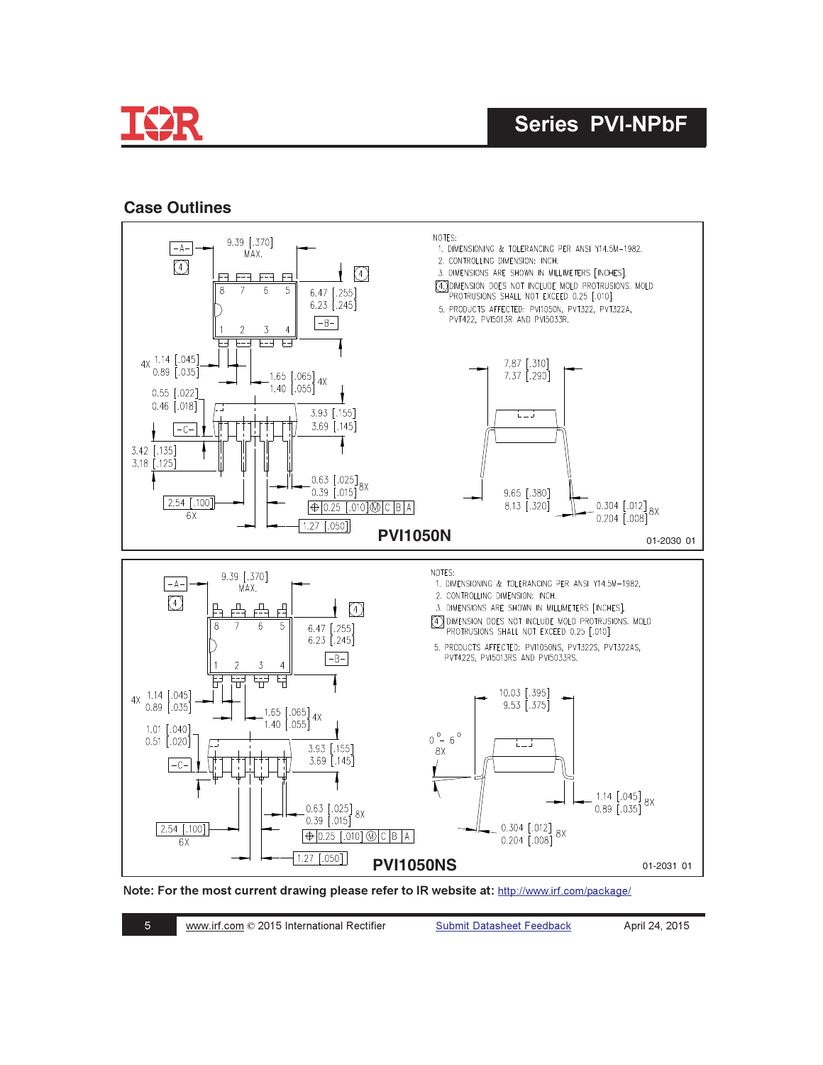## Case Outlines

NOTES:
1. DIMENSIONING & TOLERANCING PER ANSI Y14.5M-1982.
2. CONTROLLING DIMENSION: INCH.
3. DIMENSIONS ARE SHOWN IN MILLIMETERS [INCHES].
4. DIMENSION DOES NOT INCLUDE MOLD PROTRUSIONS. MOLD PROTRUSIONS SHALL NOT EXCEED 0.25 [.010].
5. PRODUCTS AFFECTED: PVI1050N, PVT322, PVT322A, PVT422, PVI5013R AND PVI5033R.

9.39 [.370] MAX.
6.47 [.255]
6.23 [.245]
4X 1.14 [.045] 0.89 [.035]
1.65 [.065] 1.40 [.055] 4X
0.55 [.022] 0.46 [.018]
3.93 [.155] 3.69 [.145]
3.42 [.135] 3.18 [.125]
0.63 [.025] 0.39 [.015] 8X
2.54 [.100] 6X
0.25 [.010] Ⓜ C B A
1.27 [.050]
7.87 [.310] 7.37 [.290]
9.65 [.380] 8.13 [.320]
0.304 [.012] 0.204 [.008] 8X

**PVI1050N**

01-2030 01

NOTES:
1. DIMENSIONING & TOLERANCING PER ANSI Y14.5M-1982.
2. CONTROLLING DIMENSION: INCH.
3. DIMENSIONS ARE SHOWN IN MILLIMETERS [INCHES].
4. DIMENSION DOES NOT INCLUDE MOLD PROTRUSIONS. MOLD PROTRUSIONS SHALL NOT EXCEED 0.25 [.010].
5. PRODUCTS AFFECTED: PVI1050NS, PVT322S, PVT322AS, PVT422S, PVI5013RS AND PVI5033RS.

9.39 [.370] MAX.
6.47 [.255]
6.23 [.245]
4X 1.14 [.045] 0.89 [.035]
1.65 [.065] 1.40 [.055] 4X
1.01 [.040] 0.51 [.020]
3.93 [.155] 3.69 [.145]
0.63 [.025] 0.39 [.015] 8X
2.54 [.100] 6X
0.25 [.010] Ⓜ C B A
1.27 [.050]
10.03 [.395] 9.53 [.375]
0° - 6° 8X
1.14 [.045] 0.89 [.035] 8X
0.304 [.012] 0.204 [.008] 8X

**PVI1050NS**

01-2031 01

**Note: For the most current drawing please refer to IR website at:** http://www.irf.com/package/

www.irf.com © 2015 International Rectifier    Submit Datasheet Feedback    April 24, 2015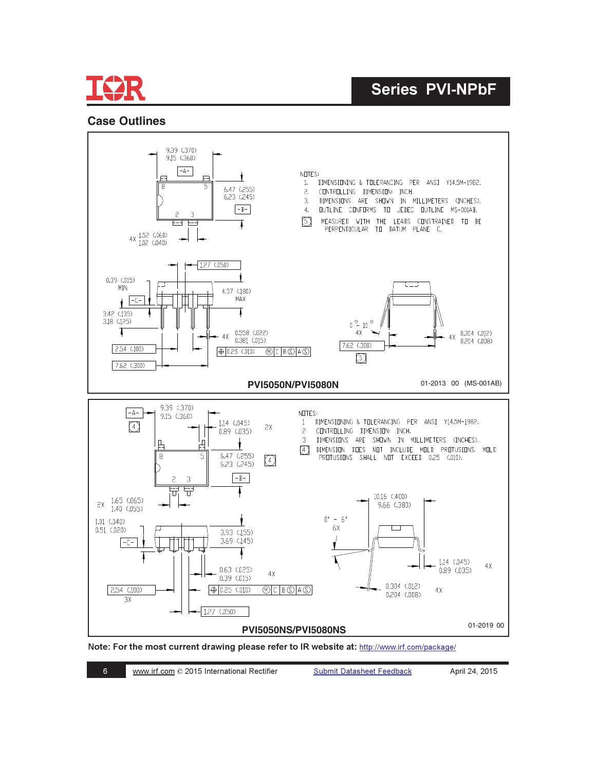## Case Outlines

NOTES:

1. DIMENSIONING & TOLERANCING PER ANSI Y14.5M-1982.
2. CONTROLLING DIMENSION: INCH.
3. DIMENSIONS ARE SHOWN IN MILLIMETERS (INCHES).
4. OUTLINE CONFORMS TO JEDEC OUTLINE MS-001AB.
5. MEASURED WITH THE LEADS CONSTRAINED TO BE PERPENDICULAR TO DATUM PLANE C.

9.39 (.370)
9.15 (.360)

-A-

6.47 (.255)
6.23 (.245)

-B-

4X 1.52 (.060)
1.02 (.040)

1.27 (.050)

0.39 (.015) MIN

-C-

4.57 (.180) MAX

3.42 (.135)
3.18 (.125)

4X 0.558 (.022)
0.381 (.015)

0.25 (.010) M C B S A S

2.54 (.100)

7.62 (.300)

0° - 10°
4X

7.62 (.300)
5

4X 0.304 (.012)
0.204 (.008)

**PVI5050N/PVI5080N**

01-2013 00 (MS-001AB)

NOTES:

1. DIMENSIONING & TOLERANCING PER ANSI Y14.5M-1982.
2. CONTROLLING DIMENSION: INCH.
3. DIMENSIONS ARE SHOWN IN MILLIMETERS (INCHES).
4. DIMENSION DOES NOT INCLUDE MOLD PROTUSIONS. MOLD PROTUSIONS SHALL NOT EXCEED 0.25 (.010).

-A-
4

9.39 (.370)
9.15 (.360)

2X 1.14 (.045)
0.89 (.035)

6.47 (.255)
6.23 (.245)
4

-B-

2X 1.65 (.065)
1.40 (.055)

1.01 (.040)
0.51 (.020)

-C-

3.93 (.155)
3.69 (.145)

4X 0.63 (.025)
0.39 (.015)

0.25 (.010) M C B S A S

2.54 (.100)
3X

1.27 (.050)

10.16 (.400)
9.66 (.380)

0° - 6°
6X

4X 1.14 (.045)
0.89 (.035)

4X 0.304 (.012)
0.204 (.008)

**PVI5050NS/PVI5080NS**

01-2019 00

**Note: For the most current drawing please refer to IR website at:** http://www.irf.com/package/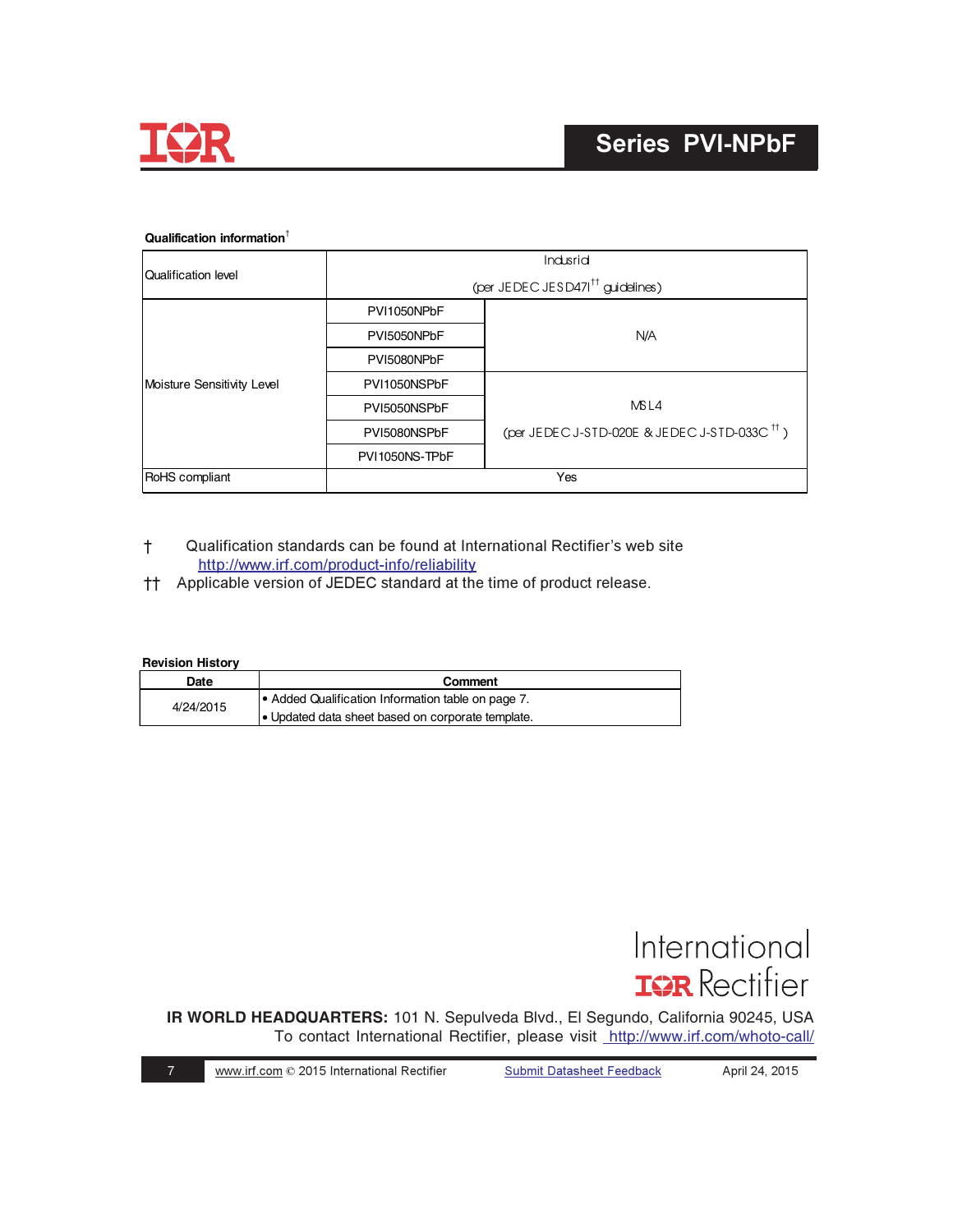**Qualification information**[†]

| | | |
|---|---|---|
| Qualification level | Industrial (per JEDEC JESD47I[††] guidelines) | |
| Moisture Sensitivity Level | PVI1050NPbF | N/A |
| | PVI5050NPbF | |
| | PVI5080NPbF | |
| | PVI1050NSPbF | MSL4 (per JEDEC J-STD-020E & JEDEC J-STD-033C[††]) |
| | PVI5050NSPbF | |
| | PVI5080NSPbF | |
| | PVI1050NS-TPbF | |
| RoHS compliant | Yes | |

† Qualification standards can be found at International Rectifier's web site http://www.irf.com/product-info/reliability

†† Applicable version of JEDEC standard at the time of product release.

**Revision History**

| Date | Comment |
|---|---|
| 4/24/2015 | • Added Qualification Information table on page 7.<br>• Updated data sheet based on corporate template. |

International IOR Rectifier

**IR WORLD HEADQUARTERS:** 101 N. Sepulveda Blvd., El Segundo, California 90245, USA
To contact International Rectifier, please visit http://www.irf.com/whoto-call/

www.irf.com © 2015 International Rectifier Submit Datasheet Feedback April 24, 2015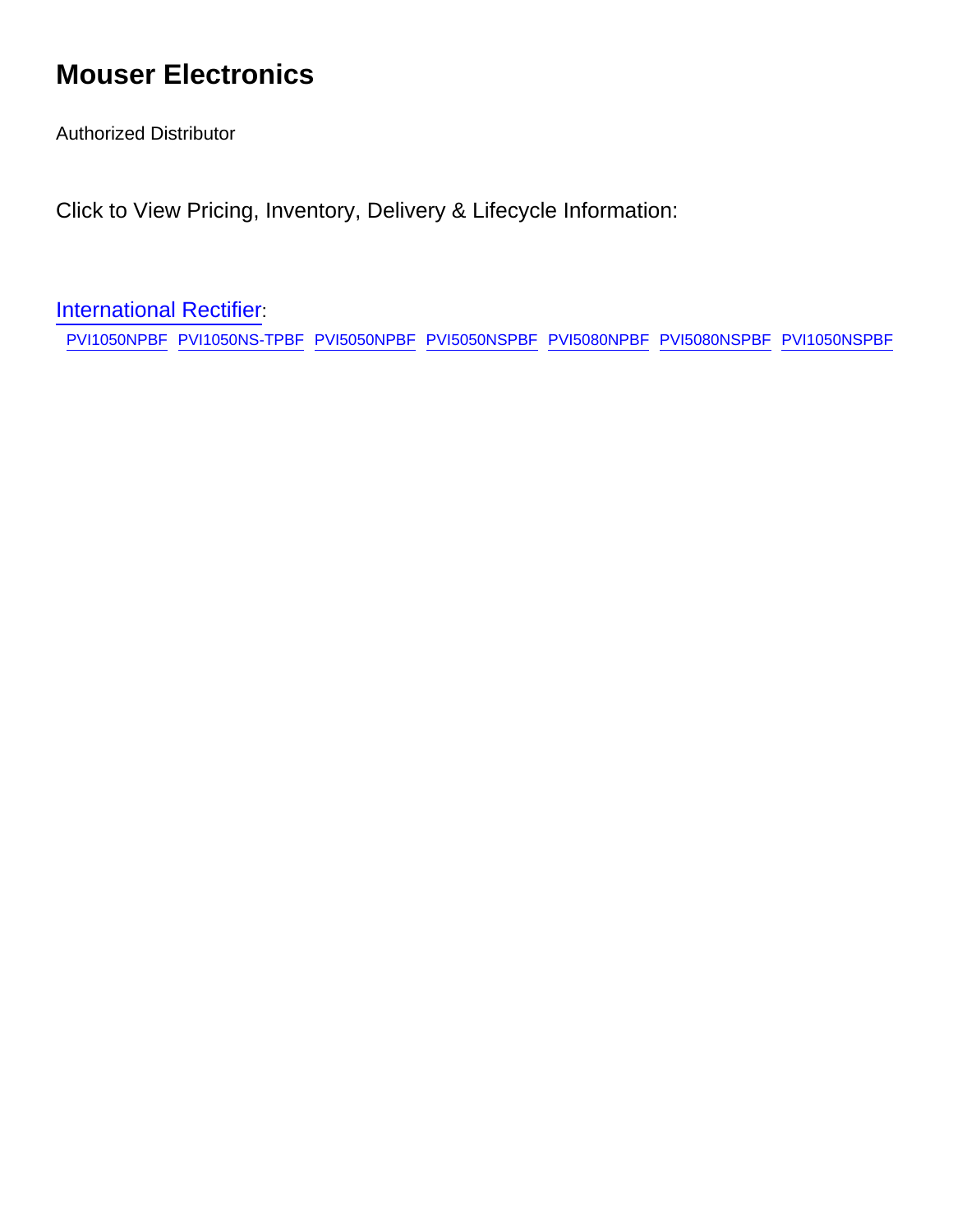# Mouser Electronics

Authorized Distributor

Click to View Pricing, Inventory, Delivery & Lifecycle Information:

International Rectifier:

PVI1050NPBF PVI1050NS-TPBF PVI5050NPBF PVI5050NSPBF PVI5080NPBF PVI5080NSPBF PVI1050NSPBF